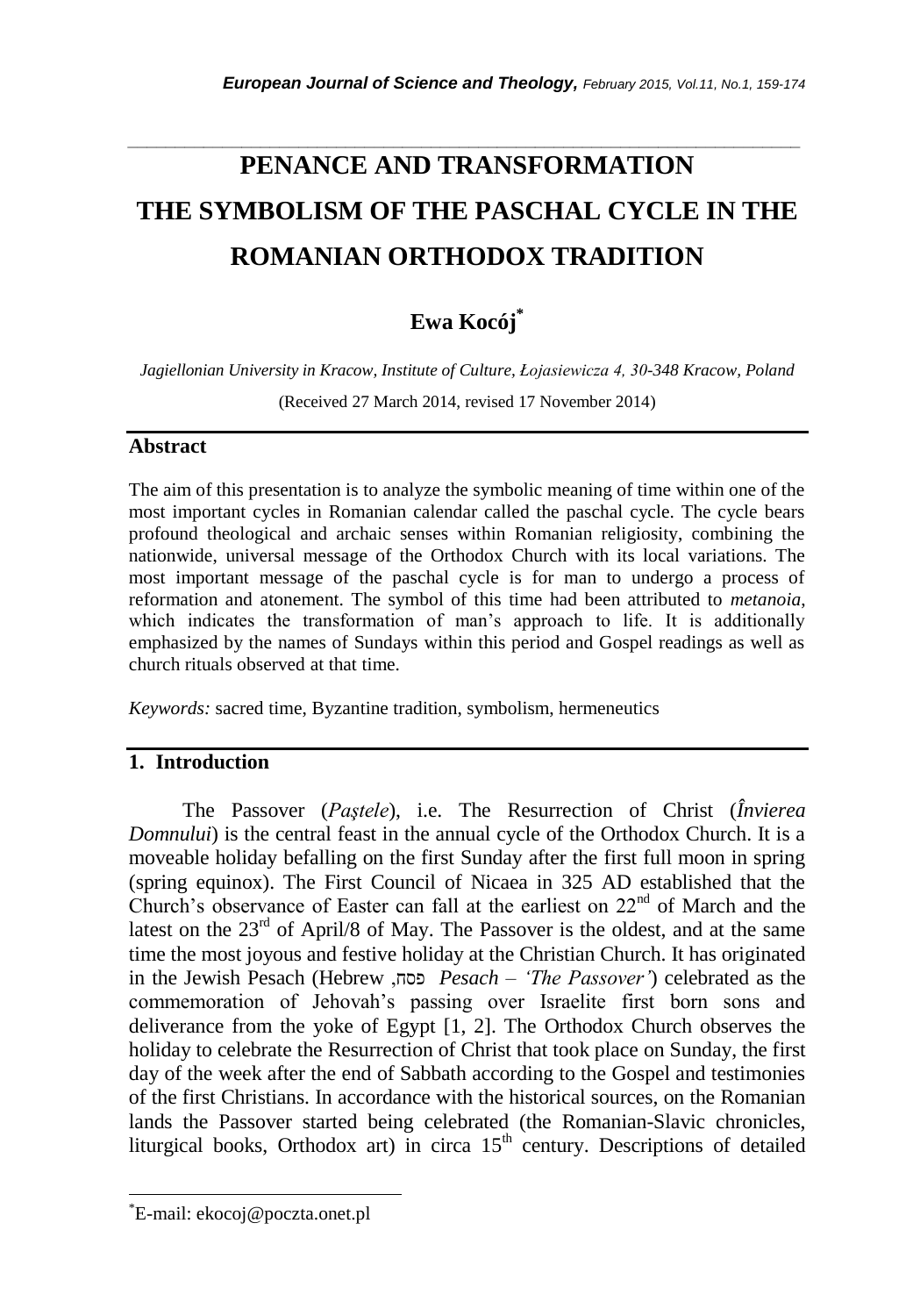# PENANCE AND TRANSFORMATION THE SYMBOLISM OF THE PASCHAL CYCLE IN THE ROMANIAN ORTHODOX TRADITION

**Ewa Kocój***

*Jagiellonian University in Kracow, Institute of Culture, Łojasiewicza 4, 30-348 Kracow, Poland*

(Received 27 March 2014, revised 17 November 2014)

## Abstract

The aim of this presentation is to analyze the symbolic meaning of time within one of the most important cycles in Romanian calendar called the paschal cycle. The cycle bears profound theological and archaic senses within Romanian religiosity, combining the nationwide, universal message of the Orthodox Church with its local variations. The most important message of the paschal cycle is for man to undergo a process of reformation and atonement. The symbol of this time had been attributed to *metanoia*, which indicates the transformation of man's approach to life. It is additionally emphasized by the names of Sundays within this period and Gospel readings as well as church rituals observed at that time.

*Keywords:* sacred time, Byzantine tradition, symbolism, hermeneutics

## 1. Introduction

The Passover (*Paştele*), i.e. The Resurrection of Christ (*Învierea Domnului*) is the central feast in the annual cycle of the Orthodox Church. It is a moveable holiday befalling on the first Sunday after the first full moon in spring (spring equinox). The First Council of Nicaea in 325 AD established that the Church's observance of Easter can fall at the earliest on 22nd of March and the latest on the 23rd of April/8 of May. The Passover is the oldest, and at the same time the most joyous and festive holiday at the Christian Church. It has originated in the Jewish Pesach (Hebrew ,פסח *Pesach – 'The Passover'*) celebrated as the commemoration of Jehovah's passing over Israelite first born sons and deliverance from the yoke of Egypt [1, 2]. The Orthodox Church observes the holiday to celebrate the Resurrection of Christ that took place on Sunday, the first day of the week after the end of Sabbath according to the Gospel and testimonies of the first Christians. In accordance with the historical sources, on the Romanian lands the Passover started being celebrated (the Romanian-Slavic chronicles, liturgical books, Orthodox art) in circa 15th century. Descriptions of detailed

---

*E-mail: ekocoj@poczta.onet.pl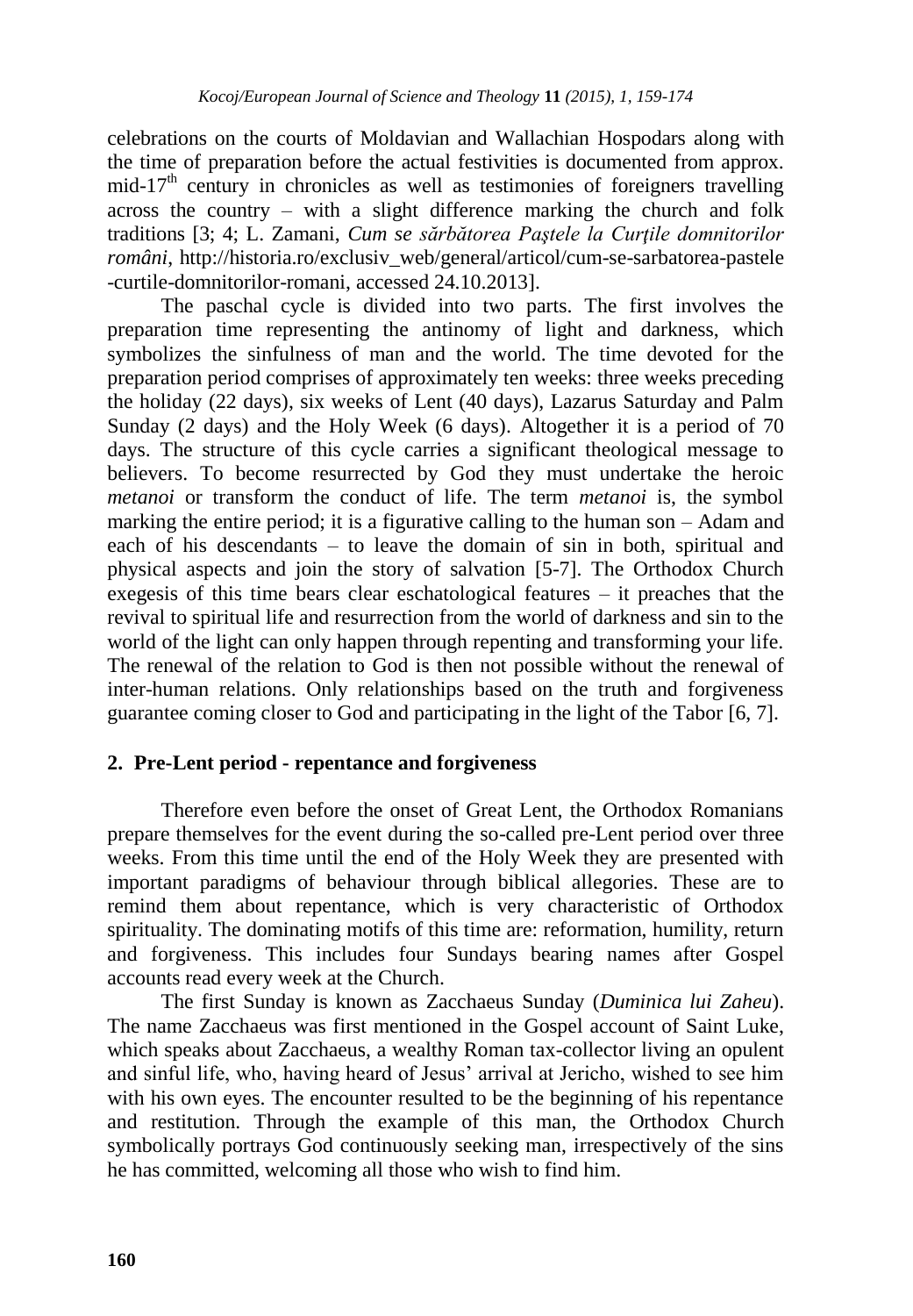celebrations on the courts of Moldavian and Wallachian Hospodars along with the time of preparation before the actual festivities is documented from approx. mid-17th century in chronicles as well as testimonies of foreigners travelling across the country – with a slight difference marking the church and folk traditions [3; 4; L. Zamani, *Cum se sărbătorea Paştele la Curţile domnitorilor români*, http://historia.ro/exclusiv_web/general/articol/cum-se-sarbatorea-pastele-curtile-domnitorilor-romani, accessed 24.10.2013].

The paschal cycle is divided into two parts. The first involves the preparation time representing the antinomy of light and darkness, which symbolizes the sinfulness of man and the world. The time devoted for the preparation period comprises of approximately ten weeks: three weeks preceding the holiday (22 days), six weeks of Lent (40 days), Lazarus Saturday and Palm Sunday (2 days) and the Holy Week (6 days). Altogether it is a period of 70 days. The structure of this cycle carries a significant theological message to believers. To become resurrected by God they must undertake the heroic *metanoi* or transform the conduct of life. The term *metanoi* is, the symbol marking the entire period; it is a figurative calling to the human son – Adam and each of his descendants – to leave the domain of sin in both, spiritual and physical aspects and join the story of salvation [5-7]. The Orthodox Church exegesis of this time bears clear eschatological features – it preaches that the revival to spiritual life and resurrection from the world of darkness and sin to the world of the light can only happen through repenting and transforming your life. The renewal of the relation to God is then not possible without the renewal of inter-human relations. Only relationships based on the truth and forgiveness guarantee coming closer to God and participating in the light of the Tabor [6, 7].

## 2. Pre-Lent period - repentance and forgiveness

Therefore even before the onset of Great Lent, the Orthodox Romanians prepare themselves for the event during the so-called pre-Lent period over three weeks. From this time until the end of the Holy Week they are presented with important paradigms of behaviour through biblical allegories. These are to remind them about repentance, which is very characteristic of Orthodox spirituality. The dominating motifs of this time are: reformation, humility, return and forgiveness. This includes four Sundays bearing names after Gospel accounts read every week at the Church.

The first Sunday is known as Zacchaeus Sunday (*Duminica lui Zaheu*). The name Zacchaeus was first mentioned in the Gospel account of Saint Luke, which speaks about Zacchaeus, a wealthy Roman tax-collector living an opulent and sinful life, who, having heard of Jesus' arrival at Jericho, wished to see him with his own eyes. The encounter resulted to be the beginning of his repentance and restitution. Through the example of this man, the Orthodox Church symbolically portrays God continuously seeking man, irrespectively of the sins he has committed, welcoming all those who wish to find him.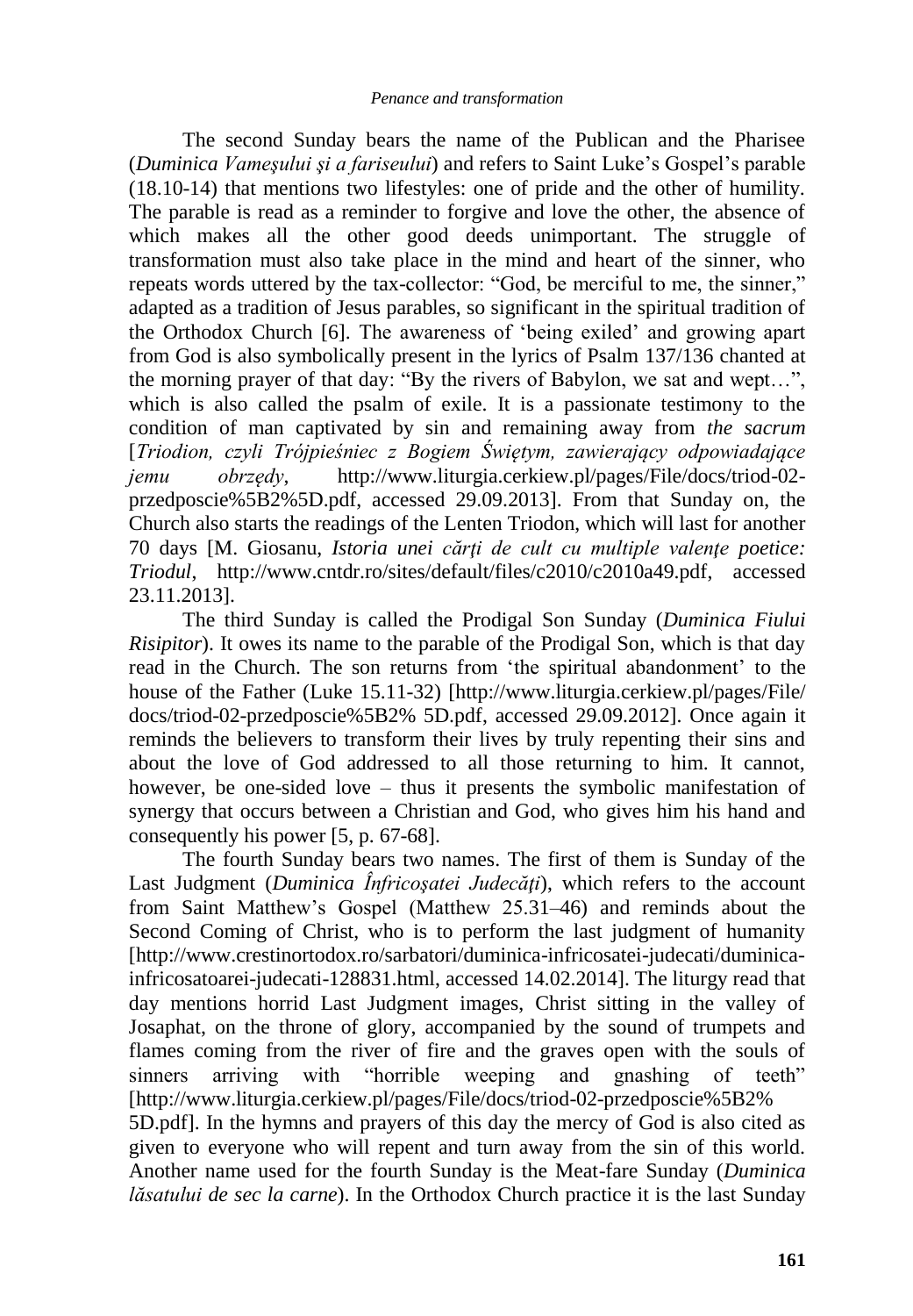The second Sunday bears the name of the Publican and the Pharisee (*Duminica Vameşului şi a fariseului*) and refers to Saint Luke's Gospel's parable (18.10-14) that mentions two lifestyles: one of pride and the other of humility. The parable is read as a reminder to forgive and love the other, the absence of which makes all the other good deeds unimportant. The struggle of transformation must also take place in the mind and heart of the sinner, who repeats words uttered by the tax-collector: "God, be merciful to me, the sinner," adapted as a tradition of Jesus parables, so significant in the spiritual tradition of the Orthodox Church [6]. The awareness of 'being exiled' and growing apart from God is also symbolically present in the lyrics of Psalm 137/136 chanted at the morning prayer of that day: "By the rivers of Babylon, we sat and wept…", which is also called the psalm of exile. It is a passionate testimony to the condition of man captivated by sin and remaining away from *the sacrum* [*Triodion, czyli Trójpieśniec z Bogiem Świętym, zawierający odpowiadające jemu obrzędy*, http://www.liturgia.cerkiew.pl/pages/File/docs/triod-02-przedposcie%5B2%5D.pdf, accessed 29.09.2013]. From that Sunday on, the Church also starts the readings of the Lenten Triodon, which will last for another 70 days [M. Giosanu, *Istoria unei cărţi de cult cu multiple valenţe poetice: Triodul*, http://www.cntdr.ro/sites/default/files/c2010/c2010a49.pdf, accessed 23.11.2013].

The third Sunday is called the Prodigal Son Sunday (*Duminica Fiului Risipitor*). It owes its name to the parable of the Prodigal Son, which is that day read in the Church. The son returns from 'the spiritual abandonment' to the house of the Father (Luke 15.11-32) [http://www.liturgia.cerkiew.pl/pages/File/docs/triod-02-przedposcie%5B2% 5D.pdf, accessed 29.09.2012]. Once again it reminds the believers to transform their lives by truly repenting their sins and about the love of God addressed to all those returning to him. It cannot, however, be one-sided love – thus it presents the symbolic manifestation of synergy that occurs between a Christian and God, who gives him his hand and consequently his power [5, p. 67-68].

The fourth Sunday bears two names. The first of them is Sunday of the Last Judgment (*Duminica Înfricoşatei Judecăţi*), which refers to the account from Saint Matthew's Gospel (Matthew 25.31–46) and reminds about the Second Coming of Christ, who is to perform the last judgment of humanity [http://www.crestinortodox.ro/sarbatori/duminica-infricosatei-judecati/duminica-infricosatoarei-judecati-128831.html, accessed 14.02.2014]. The liturgy read that day mentions horrid Last Judgment images, Christ sitting in the valley of Josaphat, on the throne of glory, accompanied by the sound of trumpets and flames coming from the river of fire and the graves open with the souls of sinners arriving with "horrible weeping and gnashing of teeth" [http://www.liturgia.cerkiew.pl/pages/File/docs/triod-02-przedposcie%5B2% 5D.pdf]. In the hymns and prayers of this day the mercy of God is also cited as given to everyone who will repent and turn away from the sin of this world. Another name used for the fourth Sunday is the Meat-fare Sunday (*Duminica lăsatului de sec la carne*). In the Orthodox Church practice it is the last Sunday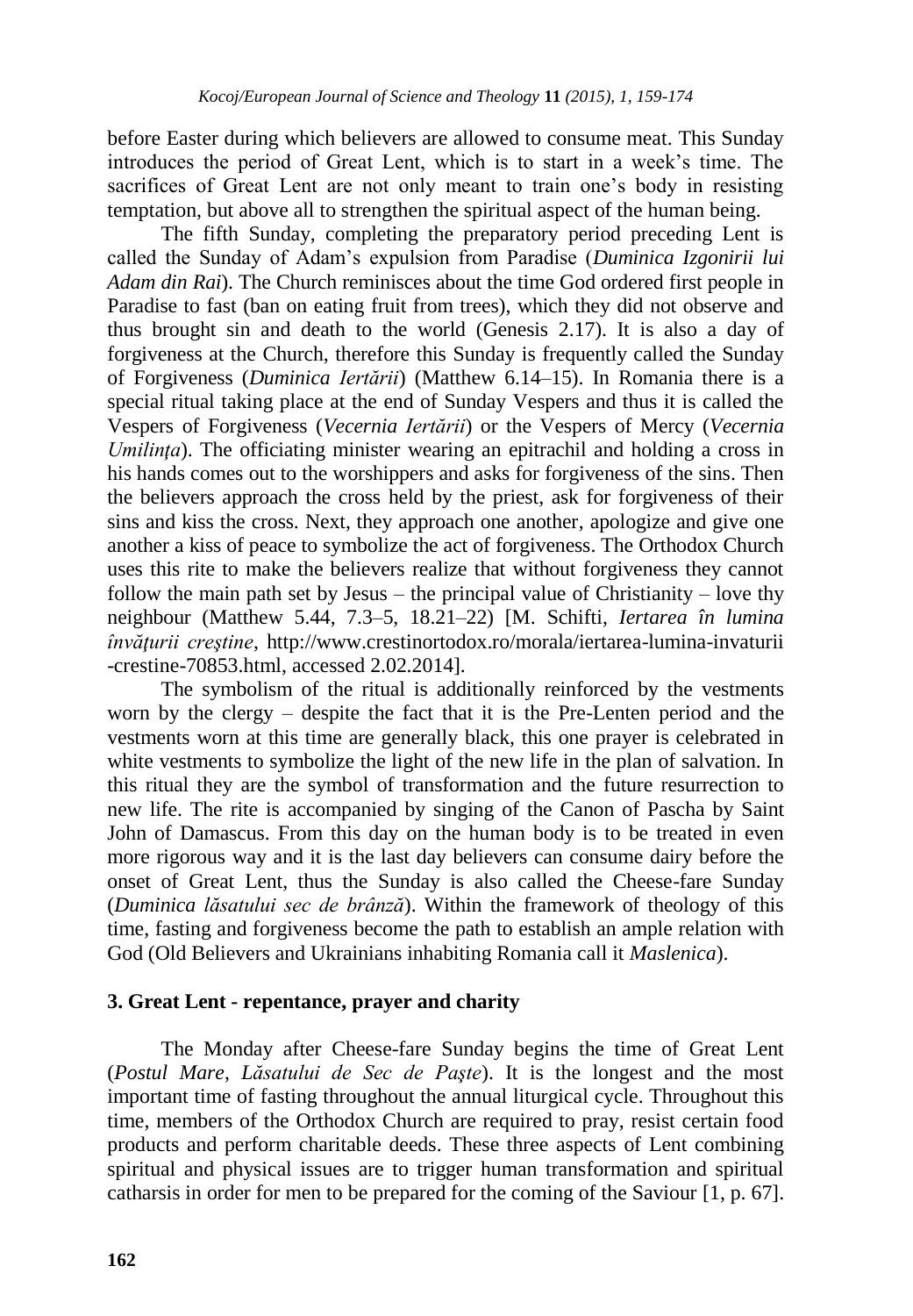before Easter during which believers are allowed to consume meat. This Sunday introduces the period of Great Lent, which is to start in a week's time. The sacrifices of Great Lent are not only meant to train one's body in resisting temptation, but above all to strengthen the spiritual aspect of the human being.

The fifth Sunday, completing the preparatory period preceding Lent is called the Sunday of Adam's expulsion from Paradise (*Duminica Izgonirii lui Adam din Rai*). The Church reminisces about the time God ordered first people in Paradise to fast (ban on eating fruit from trees), which they did not observe and thus brought sin and death to the world (Genesis 2.17). It is also a day of forgiveness at the Church, therefore this Sunday is frequently called the Sunday of Forgiveness (*Duminica Iertării*) (Matthew 6.14–15). In Romania there is a special ritual taking place at the end of Sunday Vespers and thus it is called the Vespers of Forgiveness (*Vecernia Iertării*) or the Vespers of Mercy (*Vecernia Umilința*). The officiating minister wearing an epitrachil and holding a cross in his hands comes out to the worshippers and asks for forgiveness of the sins. Then the believers approach the cross held by the priest, ask for forgiveness of their sins and kiss the cross. Next, they approach one another, apologize and give one another a kiss of peace to symbolize the act of forgiveness. The Orthodox Church uses this rite to make the believers realize that without forgiveness they cannot follow the main path set by Jesus – the principal value of Christianity – love thy neighbour (Matthew 5.44, 7.3–5, 18.21–22) [M. Schifti, *Iertarea în lumina învățurii creștine*, http://www.crestinortodox.ro/morala/iertarea-lumina-invaturii-crestine-70853.html, accessed 2.02.2014].

The symbolism of the ritual is additionally reinforced by the vestments worn by the clergy – despite the fact that it is the Pre-Lenten period and the vestments worn at this time are generally black, this one prayer is celebrated in white vestments to symbolize the light of the new life in the plan of salvation. In this ritual they are the symbol of transformation and the future resurrection to new life. The rite is accompanied by singing of the Canon of Pascha by Saint John of Damascus. From this day on the human body is to be treated in even more rigorous way and it is the last day believers can consume dairy before the onset of Great Lent, thus the Sunday is also called the Cheese-fare Sunday (*Duminica lăsatului sec de brânză*). Within the framework of theology of this time, fasting and forgiveness become the path to establish an ample relation with God (Old Believers and Ukrainians inhabiting Romania call it *Maslenica*).

## 3. Great Lent - repentance, prayer and charity

The Monday after Cheese-fare Sunday begins the time of Great Lent (*Postul Mare*, *Lăsatului de Sec de Paşte*). It is the longest and the most important time of fasting throughout the annual liturgical cycle. Throughout this time, members of the Orthodox Church are required to pray, resist certain food products and perform charitable deeds. These three aspects of Lent combining spiritual and physical issues are to trigger human transformation and spiritual catharsis in order for men to be prepared for the coming of the Saviour [1, p. 67].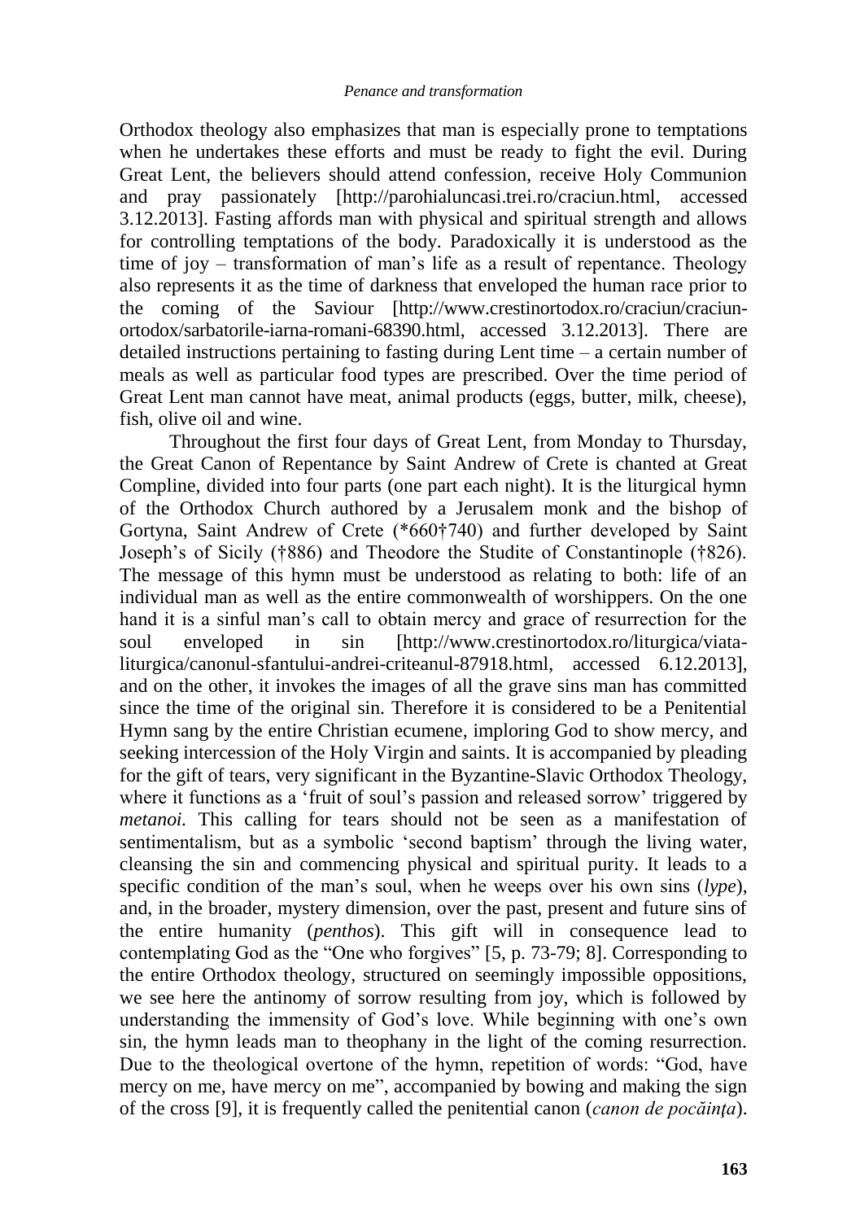Orthodox theology also emphasizes that man is especially prone to temptations when he undertakes these efforts and must be ready to fight the evil. During Great Lent, the believers should attend confession, receive Holy Communion and pray passionately [http://parohialuncasi.trei.ro/craciun.html, accessed 3.12.2013]. Fasting affords man with physical and spiritual strength and allows for controlling temptations of the body. Paradoxically it is understood as the time of joy – transformation of man's life as a result of repentance. Theology also represents it as the time of darkness that enveloped the human race prior to the coming of the Saviour [http://www.crestinortodox.ro/craciun/craciun-ortodox/sarbatorile-iarna-romani-68390.html, accessed 3.12.2013]. There are detailed instructions pertaining to fasting during Lent time – a certain number of meals as well as particular food types are prescribed. Over the time period of Great Lent man cannot have meat, animal products (eggs, butter, milk, cheese), fish, olive oil and wine.

Throughout the first four days of Great Lent, from Monday to Thursday, the Great Canon of Repentance by Saint Andrew of Crete is chanted at Great Compline, divided into four parts (one part each night). It is the liturgical hymn of the Orthodox Church authored by a Jerusalem monk and the bishop of Gortyna, Saint Andrew of Crete (*660†740) and further developed by Saint Joseph's of Sicily (†886) and Theodore the Studite of Constantinople (†826). The message of this hymn must be understood as relating to both: life of an individual man as well as the entire commonwealth of worshippers. On the one hand it is a sinful man's call to obtain mercy and grace of resurrection for the soul enveloped in sin [http://www.crestinortodox.ro/liturgica/viata-liturgica/canonul-sfantului-andrei-criteanul-87918.html, accessed 6.12.2013], and on the other, it invokes the images of all the grave sins man has committed since the time of the original sin. Therefore it is considered to be a Penitential Hymn sang by the entire Christian ecumene, imploring God to show mercy, and seeking intercession of the Holy Virgin and saints. It is accompanied by pleading for the gift of tears, very significant in the Byzantine-Slavic Orthodox Theology, where it functions as a 'fruit of soul's passion and released sorrow' triggered by *metanoi*. This calling for tears should not be seen as a manifestation of sentimentalism, but as a symbolic 'second baptism' through the living water, cleansing the sin and commencing physical and spiritual purity. It leads to a specific condition of the man's soul, when he weeps over his own sins (*lype*), and, in the broader, mystery dimension, over the past, present and future sins of the entire humanity (*penthos*). This gift will in consequence lead to contemplating God as the "One who forgives" [5, p. 73-79; 8]. Corresponding to the entire Orthodox theology, structured on seemingly impossible oppositions, we see here the antinomy of sorrow resulting from joy, which is followed by understanding the immensity of God's love. While beginning with one's own sin, the hymn leads man to theophany in the light of the coming resurrection. Due to the theological overtone of the hymn, repetition of words: "God, have mercy on me, have mercy on me", accompanied by bowing and making the sign of the cross [9], it is frequently called the penitential canon (*canon de pocăința*).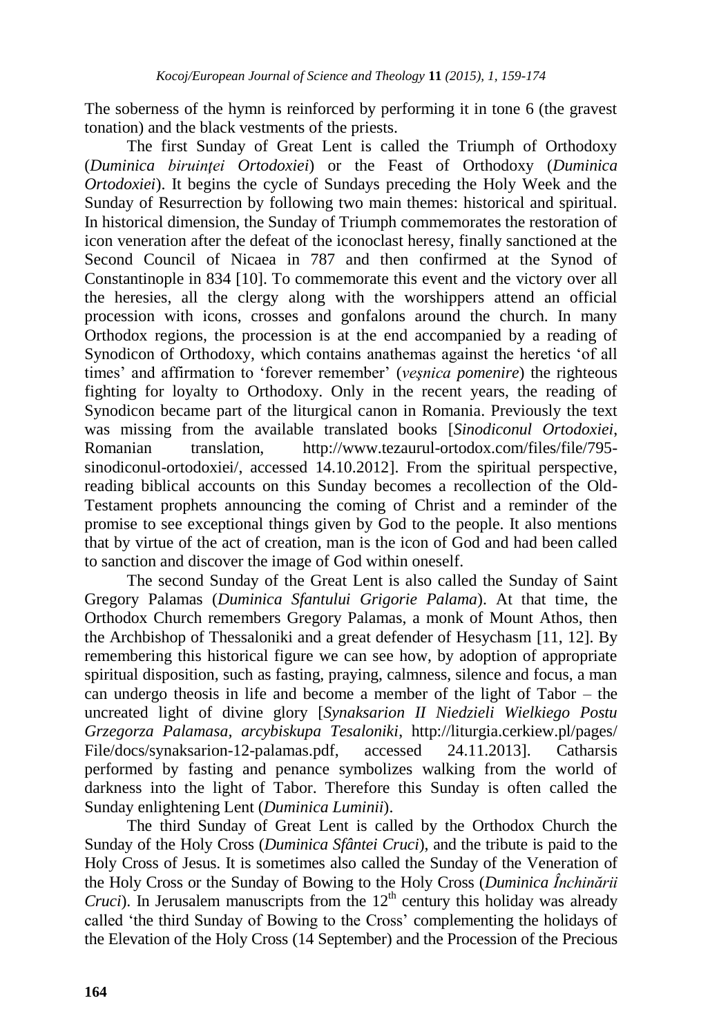The soberness of the hymn is reinforced by performing it in tone 6 (the gravest tonation) and the black vestments of the priests.

The first Sunday of Great Lent is called the Triumph of Orthodoxy (*Duminica biruinţei Ortodoxiei*) or the Feast of Orthodoxy (*Duminica Ortodoxiei*). It begins the cycle of Sundays preceding the Holy Week and the Sunday of Resurrection by following two main themes: historical and spiritual. In historical dimension, the Sunday of Triumph commemorates the restoration of icon veneration after the defeat of the iconoclast heresy, finally sanctioned at the Second Council of Nicaea in 787 and then confirmed at the Synod of Constantinople in 834 [10]. To commemorate this event and the victory over all the heresies, all the clergy along with the worshippers attend an official procession with icons, crosses and gonfalons around the church. In many Orthodox regions, the procession is at the end accompanied by a reading of Synodicon of Orthodoxy, which contains anathemas against the heretics 'of all times' and affirmation to 'forever remember' (*veşnica pomenire*) the righteous fighting for loyalty to Orthodoxy. Only in the recent years, the reading of Synodicon became part of the liturgical canon in Romania. Previously the text was missing from the available translated books [*Sinodiconul Ortodoxiei*, Romanian translation, http://www.tezaurul-ortodox.com/files/file/795-sinodiconul-ortodoxiei/, accessed 14.10.2012]. From the spiritual perspective, reading biblical accounts on this Sunday becomes a recollection of the Old-Testament prophets announcing the coming of Christ and a reminder of the promise to see exceptional things given by God to the people. It also mentions that by virtue of the act of creation, man is the icon of God and had been called to sanction and discover the image of God within oneself.

The second Sunday of the Great Lent is also called the Sunday of Saint Gregory Palamas (*Duminica Sfantului Grigorie Palama*). At that time, the Orthodox Church remembers Gregory Palamas, a monk of Mount Athos, then the Archbishop of Thessaloniki and a great defender of Hesychasm [11, 12]. By remembering this historical figure we can see how, by adoption of appropriate spiritual disposition, such as fasting, praying, calmness, silence and focus, a man can undergo theosis in life and become a member of the light of Tabor – the uncreated light of divine glory [*Synaksarion II Niedzieli Wielkiego Postu Grzegorza Palamasa, arcybiskupa Tesaloniki*, http://liturgia.cerkiew.pl/pages/File/docs/synaksarion-12-palamas.pdf, accessed 24.11.2013]. Catharsis performed by fasting and penance symbolizes walking from the world of darkness into the light of Tabor. Therefore this Sunday is often called the Sunday enlightening Lent (*Duminica Luminii*).

The third Sunday of Great Lent is called by the Orthodox Church the Sunday of the Holy Cross (*Duminica Sfântei Cruci*), and the tribute is paid to the Holy Cross of Jesus. It is sometimes also called the Sunday of the Veneration of the Holy Cross or the Sunday of Bowing to the Holy Cross (*Duminica Închinării Cruci*). In Jerusalem manuscripts from the 12th century this holiday was already called 'the third Sunday of Bowing to the Cross' complementing the holidays of the Elevation of the Holy Cross (14 September) and the Procession of the Precious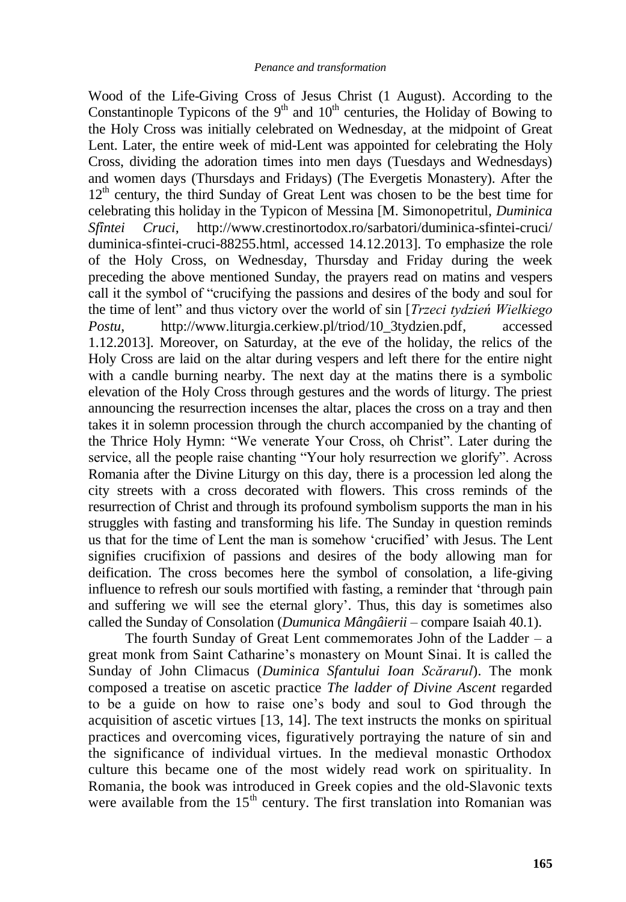Wood of the Life-Giving Cross of Jesus Christ (1 August). According to the Constantinople Typicons of the 9th and 10th centuries, the Holiday of Bowing to the Holy Cross was initially celebrated on Wednesday, at the midpoint of Great Lent. Later, the entire week of mid-Lent was appointed for celebrating the Holy Cross, dividing the adoration times into men days (Tuesdays and Wednesdays) and women days (Thursdays and Fridays) (The Evergetis Monastery). After the 12th century, the third Sunday of Great Lent was chosen to be the best time for celebrating this holiday in the Typicon of Messina [M. Simonopetritul, *Duminica Sfîntei Cruci*, http://www.crestinortodox.ro/sarbatori/duminica-sfintei-cruci/duminica-sfintei-cruci-88255.html, accessed 14.12.2013]. To emphasize the role of the Holy Cross, on Wednesday, Thursday and Friday during the week preceding the above mentioned Sunday, the prayers read on matins and vespers call it the symbol of "crucifying the passions and desires of the body and soul for the time of lent" and thus victory over the world of sin [*Trzeci tydzień Wielkiego Postu*, http://www.liturgia.cerkiew.pl/triod/10_3tydzien.pdf, accessed 1.12.2013]. Moreover, on Saturday, at the eve of the holiday, the relics of the Holy Cross are laid on the altar during vespers and left there for the entire night with a candle burning nearby. The next day at the matins there is a symbolic elevation of the Holy Cross through gestures and the words of liturgy. The priest announcing the resurrection incenses the altar, places the cross on a tray and then takes it in solemn procession through the church accompanied by the chanting of the Thrice Holy Hymn: "We venerate Your Cross, oh Christ". Later during the service, all the people raise chanting "Your holy resurrection we glorify". Across Romania after the Divine Liturgy on this day, there is a procession led along the city streets with a cross decorated with flowers. This cross reminds of the resurrection of Christ and through its profound symbolism supports the man in his struggles with fasting and transforming his life. The Sunday in question reminds us that for the time of Lent the man is somehow 'crucified' with Jesus. The Lent signifies crucifixion of passions and desires of the body allowing man for deification. The cross becomes here the symbol of consolation, a life-giving influence to refresh our souls mortified with fasting, a reminder that 'through pain and suffering we will see the eternal glory'. Thus, this day is sometimes also called the Sunday of Consolation (*Dumunica Mângâierii* – compare Isaiah 40.1).

The fourth Sunday of Great Lent commemorates John of the Ladder – a great monk from Saint Catharine's monastery on Mount Sinai. It is called the Sunday of John Climacus (*Duminica Sfantului Ioan Scărarul*). The monk composed a treatise on ascetic practice *The ladder of Divine Ascent* regarded to be a guide on how to raise one's body and soul to God through the acquisition of ascetic virtues [13, 14]. The text instructs the monks on spiritual practices and overcoming vices, figuratively portraying the nature of sin and the significance of individual virtues. In the medieval monastic Orthodox culture this became one of the most widely read work on spirituality. In Romania, the book was introduced in Greek copies and the old-Slavonic texts were available from the 15th century. The first translation into Romanian was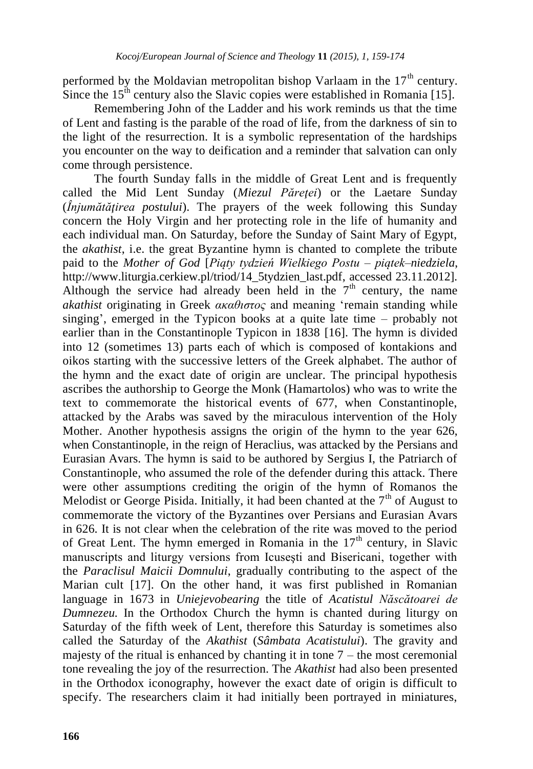performed by the Moldavian metropolitan bishop Varlaam in the 17th century. Since the 15th century also the Slavic copies were established in Romania [15].

Remembering John of the Ladder and his work reminds us that the time of Lent and fasting is the parable of the road of life, from the darkness of sin to the light of the resurrection. It is a symbolic representation of the hardships you encounter on the way to deification and a reminder that salvation can only come through persistence.

The fourth Sunday falls in the middle of Great Lent and is frequently called the Mid Lent Sunday (*Miezul Păreţei*) or the Laetare Sunday (*Înjumătăţirea postului*). The prayers of the week following this Sunday concern the Holy Virgin and her protecting role in the life of humanity and each individual man. On Saturday, before the Sunday of Saint Mary of Egypt, the *akathist*, i.e. the great Byzantine hymn is chanted to complete the tribute paid to the *Mother of God* [*Piąty tydzień Wielkiego Postu – piątek–niedziela*, http://www.liturgia.cerkiew.pl/triod/14_5tydzien_last.pdf, accessed 23.11.2012]. Although the service had already been held in the 7th century, the name *akathist* originating in Greek *ακαθιστος* and meaning 'remain standing while singing', emerged in the Typicon books at a quite late time – probably not earlier than in the Constantinople Typicon in 1838 [16]. The hymn is divided into 12 (sometimes 13) parts each of which is composed of kontakions and oikos starting with the successive letters of the Greek alphabet. The author of the hymn and the exact date of origin are unclear. The principal hypothesis ascribes the authorship to George the Monk (Hamartolos) who was to write the text to commemorate the historical events of 677, when Constantinople, attacked by the Arabs was saved by the miraculous intervention of the Holy Mother. Another hypothesis assigns the origin of the hymn to the year 626, when Constantinople, in the reign of Heraclius, was attacked by the Persians and Eurasian Avars. The hymn is said to be authored by Sergius I, the Patriarch of Constantinople, who assumed the role of the defender during this attack. There were other assumptions crediting the origin of the hymn of Romanos the Melodist or George Pisida. Initially, it had been chanted at the 7th of August to commemorate the victory of the Byzantines over Persians and Eurasian Avars in 626. It is not clear when the celebration of the rite was moved to the period of Great Lent. The hymn emerged in Romania in the 17th century, in Slavic manuscripts and liturgy versions from Icuseşti and Bisericani, together with the *Paraclisul Maicii Domnului*, gradually contributing to the aspect of the Marian cult [17]. On the other hand, it was first published in Romanian language in 1673 in *Uniejevobearing* the title of *Acatistul Născătoarei de Dumnezeu.* In the Orthodox Church the hymn is chanted during liturgy on Saturday of the fifth week of Lent, therefore this Saturday is sometimes also called the Saturday of the *Akathist* (*Sâmbata Acatistului*). The gravity and majesty of the ritual is enhanced by chanting it in tone 7 – the most ceremonial tone revealing the joy of the resurrection. The *Akathist* had also been presented in the Orthodox iconography, however the exact date of origin is difficult to specify. The researchers claim it had initially been portrayed in miniatures,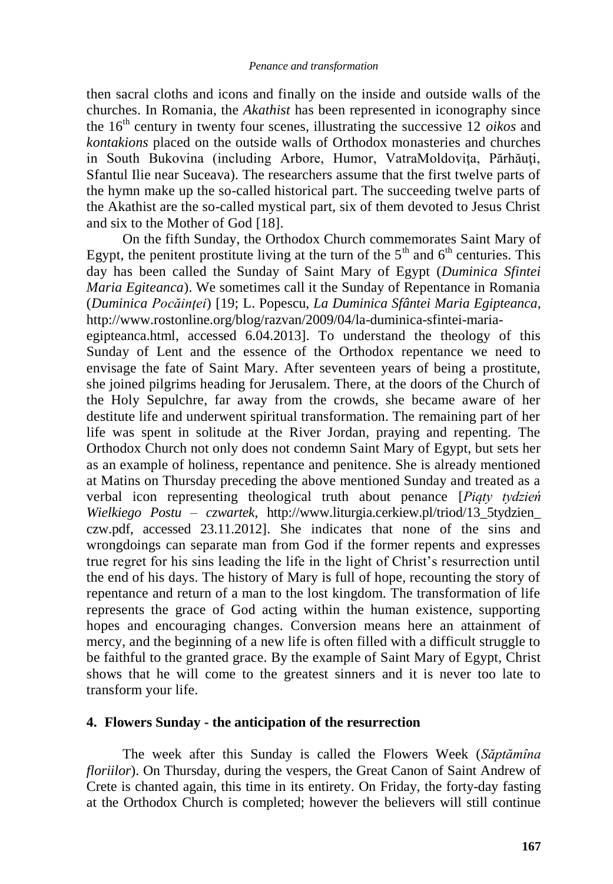then sacral cloths and icons and finally on the inside and outside walls of the churches. In Romania, the *Akathist* has been represented in iconography since the 16$^{th}$ century in twenty four scenes, illustrating the successive 12 *oikos* and *kontakions* placed on the outside walls of Orthodox monasteries and churches in South Bukovina (including Arbore, Humor, VatraMoldoviţa, Părhăuţi, Sfantul Ilie near Suceava). The researchers assume that the first twelve parts of the hymn make up the so-called historical part. The succeeding twelve parts of the Akathist are the so-called mystical part, six of them devoted to Jesus Christ and six to the Mother of God [18].

On the fifth Sunday, the Orthodox Church commemorates Saint Mary of Egypt, the penitent prostitute living at the turn of the 5$^{th}$ and 6$^{th}$ centuries. This day has been called the Sunday of Saint Mary of Egypt (*Duminica Sfintei Maria Egiteanca*). We sometimes call it the Sunday of Repentance in Romania (*Duminica Pocăinţei*) [19; L. Popescu, *La Duminica Sfântei Maria Egipteanca*, http://www.rostonline.org/blog/razvan/2009/04/la-duminica-sfintei-maria-egipteanca.html, accessed 6.04.2013]. To understand the theology of this Sunday of Lent and the essence of the Orthodox repentance we need to envisage the fate of Saint Mary. After seventeen years of being a prostitute, she joined pilgrims heading for Jerusalem. There, at the doors of the Church of the Holy Sepulchre, far away from the crowds, she became aware of her destitute life and underwent spiritual transformation. The remaining part of her life was spent in solitude at the River Jordan, praying and repenting. The Orthodox Church not only does not condemn Saint Mary of Egypt, but sets her as an example of holiness, repentance and penitence. She is already mentioned at Matins on Thursday preceding the above mentioned Sunday and treated as a verbal icon representing theological truth about penance [*Piąty tydzień Wielkiego Postu – czwartek*, http://www.liturgia.cerkiew.pl/triod/13_5tydzien_czw.pdf, accessed 23.11.2012]. She indicates that none of the sins and wrongdoings can separate man from God if the former repents and expresses true regret for his sins leading the life in the light of Christ's resurrection until the end of his days. The history of Mary is full of hope, recounting the story of repentance and return of a man to the lost kingdom. The transformation of life represents the grace of God acting within the human existence, supporting hopes and encouraging changes. Conversion means here an attainment of mercy, and the beginning of a new life is often filled with a difficult struggle to be faithful to the granted grace. By the example of Saint Mary of Egypt, Christ shows that he will come to the greatest sinners and it is never too late to transform your life.

## 4. Flowers Sunday - the anticipation of the resurrection

The week after this Sunday is called the Flowers Week (*Săptămîna floriilor*). On Thursday, during the vespers, the Great Canon of Saint Andrew of Crete is chanted again, this time in its entirety. On Friday, the forty-day fasting at the Orthodox Church is completed; however the believers will still continue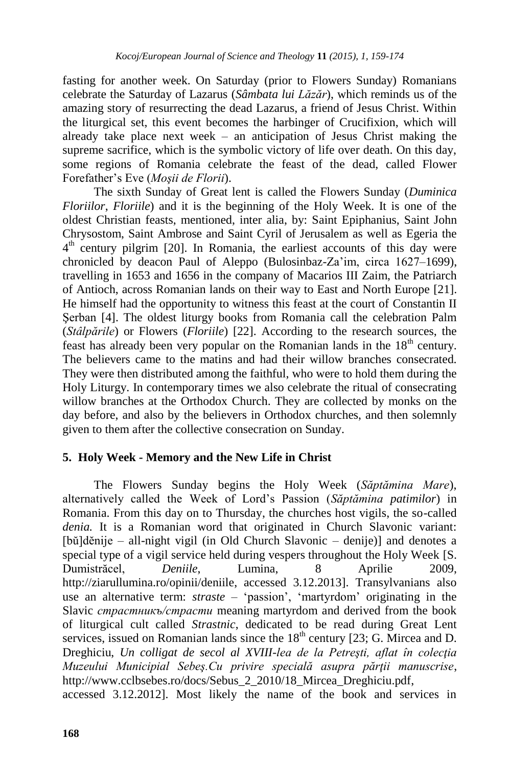fasting for another week. On Saturday (prior to Flowers Sunday) Romanians celebrate the Saturday of Lazarus (*Sâmbata lui Lăzăr*), which reminds us of the amazing story of resurrecting the dead Lazarus, a friend of Jesus Christ. Within the liturgical set, this event becomes the harbinger of Crucifixion, which will already take place next week – an anticipation of Jesus Christ making the supreme sacrifice, which is the symbolic victory of life over death. On this day, some regions of Romania celebrate the feast of the dead, called Flower Forefather's Eve (*Moşii de Florii*).

The sixth Sunday of Great lent is called the Flowers Sunday (*Duminica Floriilor*, *Floriile*) and it is the beginning of the Holy Week. It is one of the oldest Christian feasts, mentioned, inter alia, by: Saint Epiphanius, Saint John Chrysostom, Saint Ambrose and Saint Cyril of Jerusalem as well as Egeria the 4th century pilgrim [20]. In Romania, the earliest accounts of this day were chronicled by deacon Paul of Aleppo (Bulosinbaz-Za'im, circa 1627–1699), travelling in 1653 and 1656 in the company of Macarios III Zaim, the Patriarch of Antioch, across Romanian lands on their way to East and North Europe [21]. He himself had the opportunity to witness this feast at the court of Constantin II Şerban [4]. The oldest liturgy books from Romania call the celebration Palm (*Stâlpările*) or Flowers (*Floriile*) [22]. According to the research sources, the feast has already been very popular on the Romanian lands in the 18th century. The believers came to the matins and had their willow branches consecrated. They were then distributed among the faithful, who were to hold them during the Holy Liturgy. In contemporary times we also celebrate the ritual of consecrating willow branches at the Orthodox Church. They are collected by monks on the day before, and also by the believers in Orthodox churches, and then solemnly given to them after the collective consecration on Sunday.

## 5. Holy Week - Memory and the New Life in Christ

The Flowers Sunday begins the Holy Week (*Săptămina Mare*), alternatively called the Week of Lord's Passion (*Săptămina patimilor*) in Romania. From this day on to Thursday, the churches host vigils, the so-called *denia.* It is a Romanian word that originated in Church Slavonic variant: [bŭ]dĕnije – all-night vigil (in Old Church Slavonic – denije)] and denotes a special type of a vigil service held during vespers throughout the Holy Week [S. Dumistrăcel, *Deniile*, Lumina, 8 Aprilie 2009, http://ziarullumina.ro/opinii/deniile, accessed 3.12.2013]. Transylvanians also use an alternative term: *straste* – 'passion', 'martyrdom' originating in the Slavic *страстникъ/страсти* meaning martyrdom and derived from the book of liturgical cult called *Strastnic*, dedicated to be read during Great Lent services, issued on Romanian lands since the 18th century [23; G. Mircea and D. Dreghiciu, *Un colligat de secol al XVIII-lea de la Petreşti, aflat în colecţia Muzeului Municipial Sebeş.Cu privire specială asupra părţii manuscrise*, http://www.cclbsebes.ro/docs/Sebus_2_2010/18_Mircea_Dreghiciu.pdf, accessed 3.12.2012]. Most likely the name of the book and services in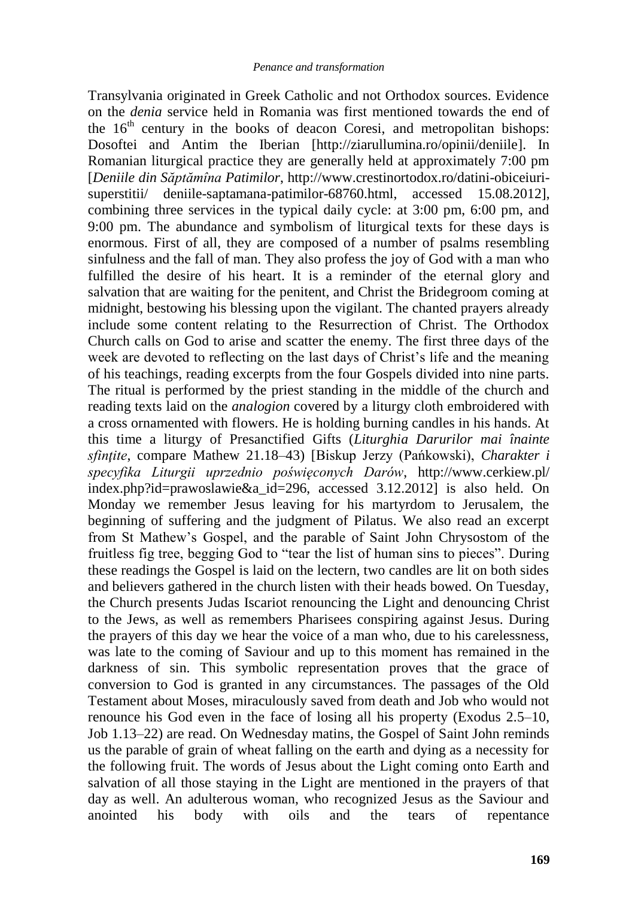Transylvania originated in Greek Catholic and not Orthodox sources. Evidence on the *denia* service held in Romania was first mentioned towards the end of the 16th century in the books of deacon Coresi, and metropolitan bishops: Dosoftei and Antim the Iberian [http://ziarullumina.ro/opinii/deniile]. In Romanian liturgical practice they are generally held at approximately 7:00 pm [*Deniile din Săptămîna Patimilor*, http://www.crestinortodox.ro/datini-obiceiuri-superstitii/ deniile-saptamana-patimilor-68760.html, accessed 15.08.2012], combining three services in the typical daily cycle: at 3:00 pm, 6:00 pm, and 9:00 pm. The abundance and symbolism of liturgical texts for these days is enormous. First of all, they are composed of a number of psalms resembling sinfulness and the fall of man. They also profess the joy of God with a man who fulfilled the desire of his heart. It is a reminder of the eternal glory and salvation that are waiting for the penitent, and Christ the Bridegroom coming at midnight, bestowing his blessing upon the vigilant. The chanted prayers already include some content relating to the Resurrection of Christ. The Orthodox Church calls on God to arise and scatter the enemy. The first three days of the week are devoted to reflecting on the last days of Christ's life and the meaning of his teachings, reading excerpts from the four Gospels divided into nine parts. The ritual is performed by the priest standing in the middle of the church and reading texts laid on the *analogion* covered by a liturgy cloth embroidered with a cross ornamented with flowers. He is holding burning candles in his hands. At this time a liturgy of Presanctified Gifts (*Liturghia Darurilor mai înainte sfinţite*, compare Mathew 21.18–43) [Biskup Jerzy (Pańkowski), *Charakter i specyfika Liturgii uprzednio poświęconych Darów*, http://www.cerkiew.pl/ index.php?id=prawoslawie&a_id=296, accessed 3.12.2012] is also held. On Monday we remember Jesus leaving for his martyrdom to Jerusalem, the beginning of suffering and the judgment of Pilatus. We also read an excerpt from St Mathew's Gospel, and the parable of Saint John Chrysostom of the fruitless fig tree, begging God to "tear the list of human sins to pieces". During these readings the Gospel is laid on the lectern, two candles are lit on both sides and believers gathered in the church listen with their heads bowed. On Tuesday, the Church presents Judas Iscariot renouncing the Light and denouncing Christ to the Jews, as well as remembers Pharisees conspiring against Jesus. During the prayers of this day we hear the voice of a man who, due to his carelessness, was late to the coming of Saviour and up to this moment has remained in the darkness of sin. This symbolic representation proves that the grace of conversion to God is granted in any circumstances. The passages of the Old Testament about Moses, miraculously saved from death and Job who would not renounce his God even in the face of losing all his property (Exodus 2.5–10, Job 1.13–22) are read. On Wednesday matins, the Gospel of Saint John reminds us the parable of grain of wheat falling on the earth and dying as a necessity for the following fruit. The words of Jesus about the Light coming onto Earth and salvation of all those staying in the Light are mentioned in the prayers of that day as well. An adulterous woman, who recognized Jesus as the Saviour and anointed his body with oils and the tears of repentance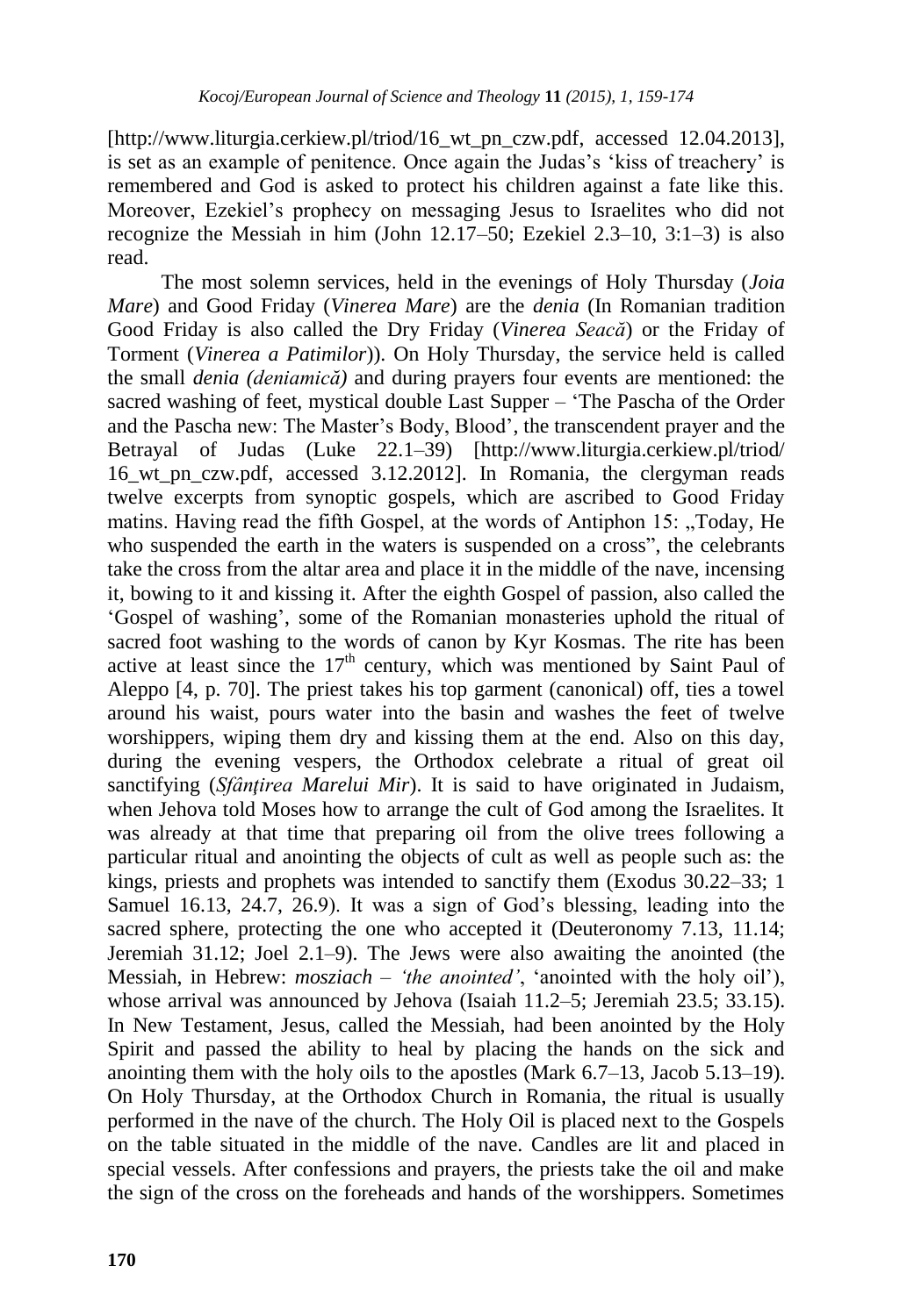[http://www.liturgia.cerkiew.pl/triod/16_wt_pn_czw.pdf, accessed 12.04.2013], is set as an example of penitence. Once again the Judas's 'kiss of treachery' is remembered and God is asked to protect his children against a fate like this. Moreover, Ezekiel's prophecy on messaging Jesus to Israelites who did not recognize the Messiah in him (John 12.17–50; Ezekiel 2.3–10, 3:1–3) is also read.

The most solemn services, held in the evenings of Holy Thursday (*Joia Mare*) and Good Friday (*Vinerea Mare*) are the *denia* (In Romanian tradition Good Friday is also called the Dry Friday (*Vinerea Seacă*) or the Friday of Torment (*Vinerea a Patimilor*)). On Holy Thursday, the service held is called the small *denia (deniamică)* and during prayers four events are mentioned: the sacred washing of feet, mystical double Last Supper – 'The Pascha of the Order and the Pascha new: The Master's Body, Blood', the transcendent prayer and the Betrayal of Judas (Luke 22.1–39) [http://www.liturgia.cerkiew.pl/triod/16_wt_pn_czw.pdf, accessed 3.12.2012]. In Romania, the clergyman reads twelve excerpts from synoptic gospels, which are ascribed to Good Friday matins. Having read the fifth Gospel, at the words of Antiphon 15: „Today, He who suspended the earth in the waters is suspended on a cross", the celebrants take the cross from the altar area and place it in the middle of the nave, incensing it, bowing to it and kissing it. After the eighth Gospel of passion, also called the 'Gospel of washing', some of the Romanian monasteries uphold the ritual of sacred foot washing to the words of canon by Kyr Kosmas. The rite has been active at least since the 17th century, which was mentioned by Saint Paul of Aleppo [4, p. 70]. The priest takes his top garment (canonical) off, ties a towel around his waist, pours water into the basin and washes the feet of twelve worshippers, wiping them dry and kissing them at the end. Also on this day, during the evening vespers, the Orthodox celebrate a ritual of great oil sanctifying (*Sfânțirea Marelui Mir*). It is said to have originated in Judaism, when Jehova told Moses how to arrange the cult of God among the Israelites. It was already at that time that preparing oil from the olive trees following a particular ritual and anointing the objects of cult as well as people such as: the kings, priests and prophets was intended to sanctify them (Exodus 30.22–33; 1 Samuel 16.13, 24.7, 26.9). It was a sign of God's blessing, leading into the sacred sphere, protecting the one who accepted it (Deuteronomy 7.13, 11.14; Jeremiah 31.12; Joel 2.1–9). The Jews were also awaiting the anointed (the Messiah, in Hebrew: *mosziach – 'the anointed'*, 'anointed with the holy oil'), whose arrival was announced by Jehova (Isaiah 11.2–5; Jeremiah 23.5; 33.15). In New Testament, Jesus, called the Messiah, had been anointed by the Holy Spirit and passed the ability to heal by placing the hands on the sick and anointing them with the holy oils to the apostles (Mark 6.7–13, Jacob 5.13–19). On Holy Thursday, at the Orthodox Church in Romania, the ritual is usually performed in the nave of the church. The Holy Oil is placed next to the Gospels on the table situated in the middle of the nave. Candles are lit and placed in special vessels. After confessions and prayers, the priests take the oil and make the sign of the cross on the foreheads and hands of the worshippers. Sometimes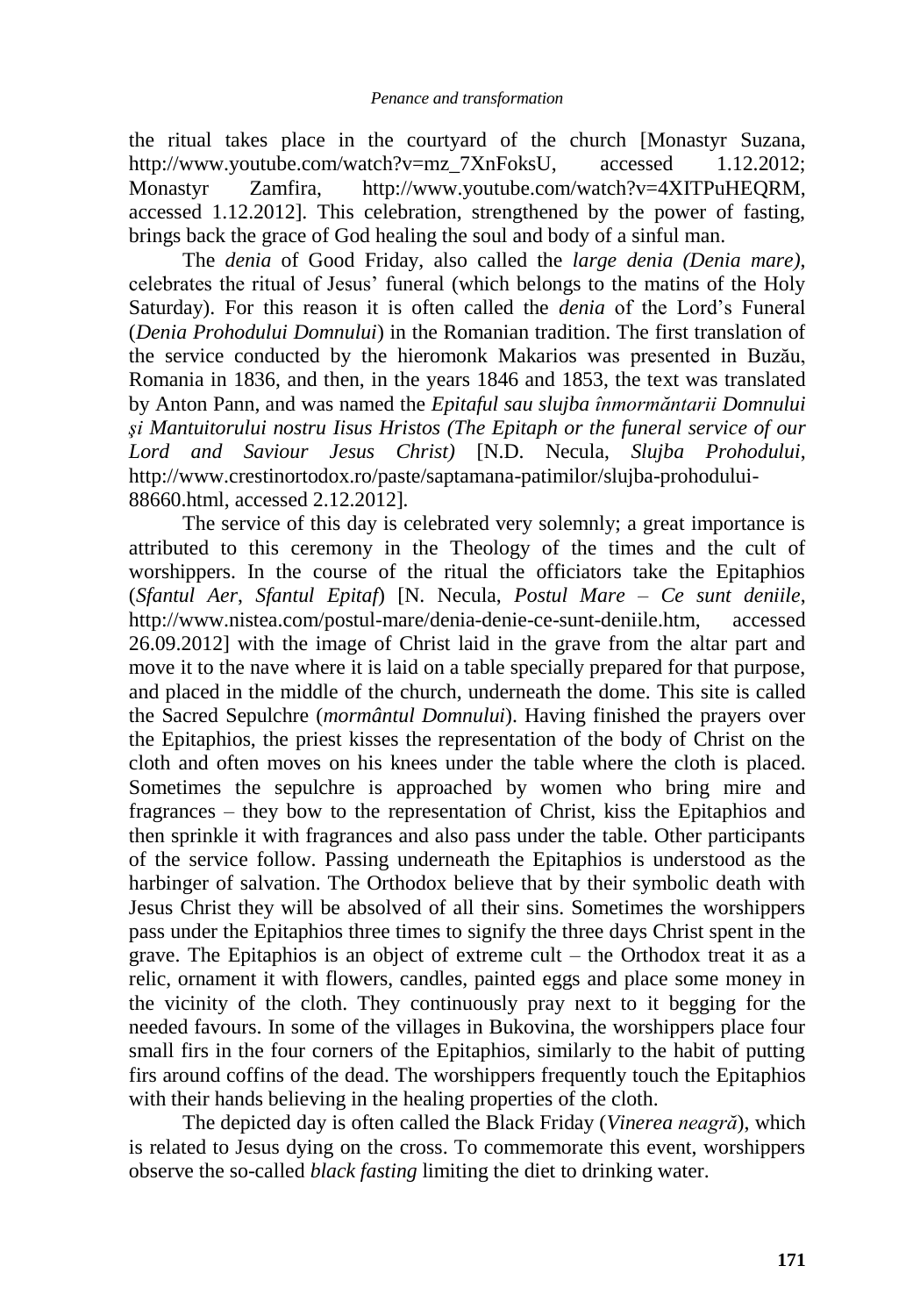the ritual takes place in the courtyard of the church [Monastyr Suzana, http://www.youtube.com/watch?v=mz_7XnFoksU, accessed 1.12.2012; Monastyr Zamfira, http://www.youtube.com/watch?v=4XITPuHEQRM, accessed 1.12.2012]. This celebration, strengthened by the power of fasting, brings back the grace of God healing the soul and body of a sinful man.

The *denia* of Good Friday, also called the *large denia (Denia mare)*, celebrates the ritual of Jesus' funeral (which belongs to the matins of the Holy Saturday). For this reason it is often called the *denia* of the Lord's Funeral (*Denia Prohodului Domnului*) in the Romanian tradition. The first translation of the service conducted by the hieromonk Makarios was presented in Buzău, Romania in 1836, and then, in the years 1846 and 1853, the text was translated by Anton Pann, and was named the *Epitaful sau slujba înmormăntarii Domnului şi Mantuitorului nostru Iisus Hristos (The Epitaph or the funeral service of our Lord and Saviour Jesus Christ)* [N.D. Necula, *Slujba Prohodului*, http://www.crestinortodox.ro/paste/saptamana-patimilor/slujba-prohodului-88660.html, accessed 2.12.2012].

The service of this day is celebrated very solemnly; a great importance is attributed to this ceremony in the Theology of the times and the cult of worshippers. In the course of the ritual the officiators take the Epitaphios (*Sfantul Aer*, *Sfantul Epitaf*) [N. Necula, *Postul Mare – Ce sunt deniile*, http://www.nistea.com/postul-mare/denia-denie-ce-sunt-deniile.htm, accessed 26.09.2012] with the image of Christ laid in the grave from the altar part and move it to the nave where it is laid on a table specially prepared for that purpose, and placed in the middle of the church, underneath the dome. This site is called the Sacred Sepulchre (*mormântul Domnului*). Having finished the prayers over the Epitaphios, the priest kisses the representation of the body of Christ on the cloth and often moves on his knees under the table where the cloth is placed. Sometimes the sepulchre is approached by women who bring mire and fragrances – they bow to the representation of Christ, kiss the Epitaphios and then sprinkle it with fragrances and also pass under the table. Other participants of the service follow. Passing underneath the Epitaphios is understood as the harbinger of salvation. The Orthodox believe that by their symbolic death with Jesus Christ they will be absolved of all their sins. Sometimes the worshippers pass under the Epitaphios three times to signify the three days Christ spent in the grave. The Epitaphios is an object of extreme cult – the Orthodox treat it as a relic, ornament it with flowers, candles, painted eggs and place some money in the vicinity of the cloth. They continuously pray next to it begging for the needed favours. In some of the villages in Bukovina, the worshippers place four small firs in the four corners of the Epitaphios, similarly to the habit of putting firs around coffins of the dead. The worshippers frequently touch the Epitaphios with their hands believing in the healing properties of the cloth.

The depicted day is often called the Black Friday (*Vinerea neagră*), which is related to Jesus dying on the cross. To commemorate this event, worshippers observe the so-called *black fasting* limiting the diet to drinking water.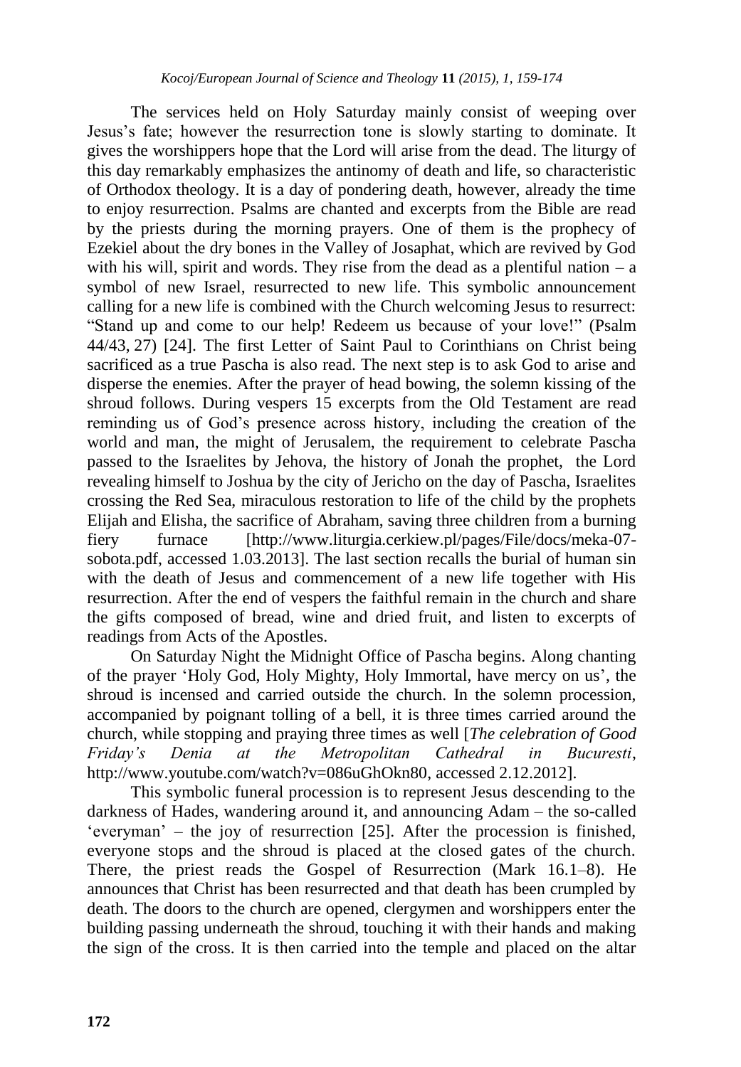The services held on Holy Saturday mainly consist of weeping over Jesus's fate; however the resurrection tone is slowly starting to dominate. It gives the worshippers hope that the Lord will arise from the dead. The liturgy of this day remarkably emphasizes the antinomy of death and life, so characteristic of Orthodox theology. It is a day of pondering death, however, already the time to enjoy resurrection. Psalms are chanted and excerpts from the Bible are read by the priests during the morning prayers. One of them is the prophecy of Ezekiel about the dry bones in the Valley of Josaphat, which are revived by God with his will, spirit and words. They rise from the dead as a plentiful nation – a symbol of new Israel, resurrected to new life. This symbolic announcement calling for a new life is combined with the Church welcoming Jesus to resurrect: "Stand up and come to our help! Redeem us because of your love!" (Psalm 44/43, 27) [24]. The first Letter of Saint Paul to Corinthians on Christ being sacrificed as a true Pascha is also read. The next step is to ask God to arise and disperse the enemies. After the prayer of head bowing, the solemn kissing of the shroud follows. During vespers 15 excerpts from the Old Testament are read reminding us of God's presence across history, including the creation of the world and man, the might of Jerusalem, the requirement to celebrate Pascha passed to the Israelites by Jehova, the history of Jonah the prophet, the Lord revealing himself to Joshua by the city of Jericho on the day of Pascha, Israelites crossing the Red Sea, miraculous restoration to life of the child by the prophets Elijah and Elisha, the sacrifice of Abraham, saving three children from a burning fiery furnace [http://www.liturgia.cerkiew.pl/pages/File/docs/meka-07-sobota.pdf, accessed 1.03.2013]. The last section recalls the burial of human sin with the death of Jesus and commencement of a new life together with His resurrection. After the end of vespers the faithful remain in the church and share the gifts composed of bread, wine and dried fruit, and listen to excerpts of readings from Acts of the Apostles.

On Saturday Night the Midnight Office of Pascha begins. Along chanting of the prayer 'Holy God, Holy Mighty, Holy Immortal, have mercy on us', the shroud is incensed and carried outside the church. In the solemn procession, accompanied by poignant tolling of a bell, it is three times carried around the church, while stopping and praying three times as well [*The celebration of Good Friday's Denia at the Metropolitan Cathedral in Bucuresti*, http://www.youtube.com/watch?v=086uGhOkn80, accessed 2.12.2012].

This symbolic funeral procession is to represent Jesus descending to the darkness of Hades, wandering around it, and announcing Adam – the so-called 'everyman' – the joy of resurrection [25]. After the procession is finished, everyone stops and the shroud is placed at the closed gates of the church. There, the priest reads the Gospel of Resurrection (Mark 16.1–8). He announces that Christ has been resurrected and that death has been crumpled by death. The doors to the church are opened, clergymen and worshippers enter the building passing underneath the shroud, touching it with their hands and making the sign of the cross. It is then carried into the temple and placed on the altar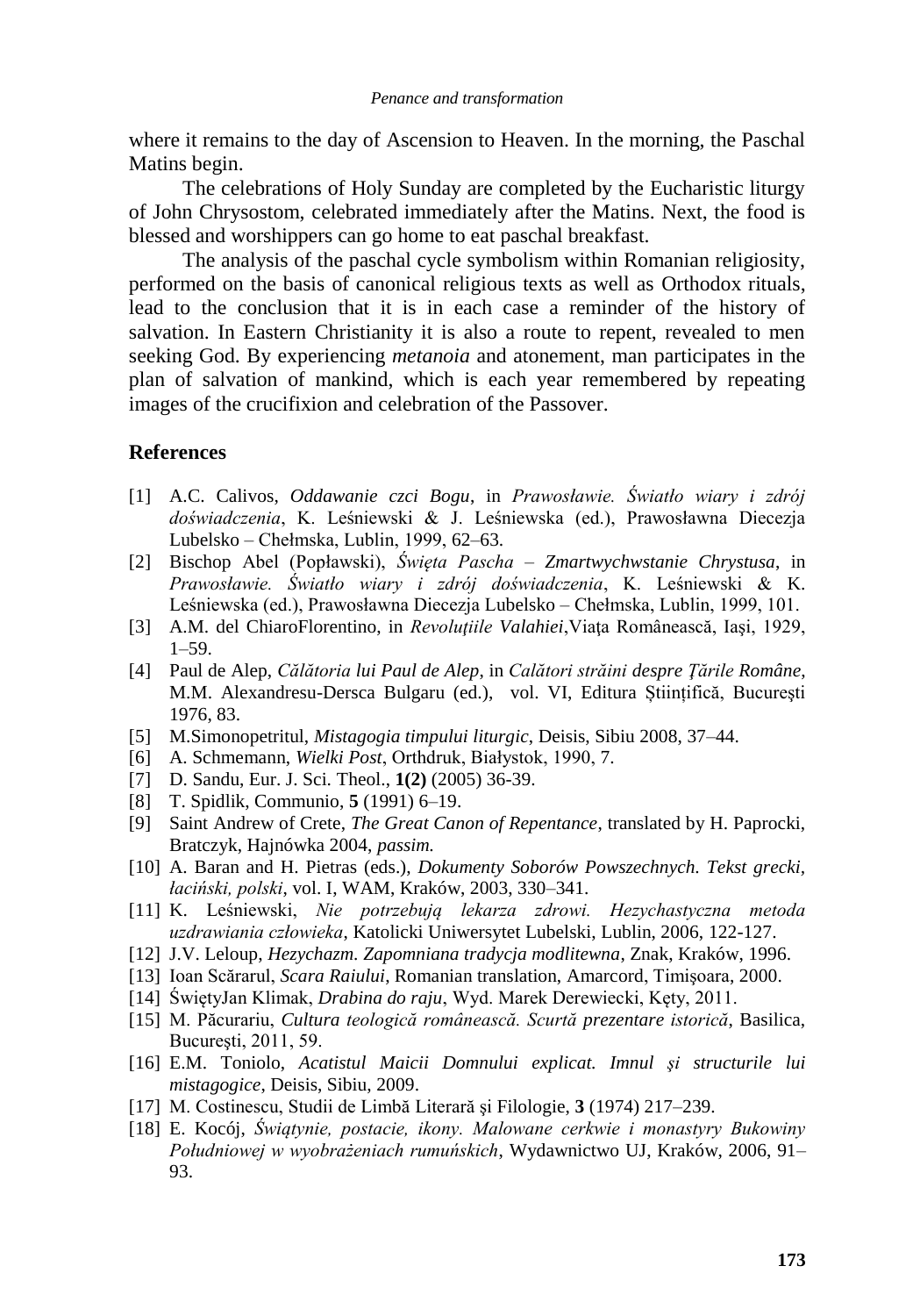where it remains to the day of Ascension to Heaven. In the morning, the Paschal Matins begin.

The celebrations of Holy Sunday are completed by the Eucharistic liturgy of John Chrysostom, celebrated immediately after the Matins. Next, the food is blessed and worshippers can go home to eat paschal breakfast.

The analysis of the paschal cycle symbolism within Romanian religiosity, performed on the basis of canonical religious texts as well as Orthodox rituals, lead to the conclusion that it is in each case a reminder of the history of salvation. In Eastern Christianity it is also a route to repent, revealed to men seeking God. By experiencing *metanoia* and atonement, man participates in the plan of salvation of mankind, which is each year remembered by repeating images of the crucifixion and celebration of the Passover.

## References

[1] A.C. Calivos, *Oddawanie czci Bogu*, in *Prawosławie. Światło wiary i zdrój doświadczenia*, K. Leśniewski & J. Leśniewska (ed.), Prawosławna Diecezja Lubelsko – Chełmska, Lublin, 1999, 62–63.

[2] Bischop Abel (Popławski), *Święta Pascha – Zmartwychwstanie Chrystusa*, in *Prawosławie. Światło wiary i zdrój doświadczenia*, K. Leśniewski & K. Leśniewska (ed.), Prawosławna Diecezja Lubelsko – Chełmska, Lublin, 1999, 101.

[3] A.M. del ChiaroFlorentino, in *Revoluţiile Valahiei*,Viaţa Românească, Iaşi, 1929, 1–59.

[4] Paul de Alep, *Călătoria lui Paul de Alep*, in *Calători străini despre Ţările Române*, M.M. Alexandresu-Dersca Bulgaru (ed.), vol. VI, Editura Ştiinţifică, Bucureşti 1976, 83.

[5] M.Simonopetritul, *Mistagogia timpului liturgic*, Deisis, Sibiu 2008, 37–44.

[6] A. Schmemann, *Wielki Post*, Orthdruk, Białystok, 1990, 7.

[7] D. Sandu, Eur. J. Sci. Theol., **1(2)** (2005) 36-39.

[8] T. Spidlik, Communio, **5** (1991) 6–19.

[9] Saint Andrew of Crete, *The Great Canon of Repentance*, translated by H. Paprocki, Bratczyk, Hajnówka 2004, *passim.*

[10] A. Baran and H. Pietras (eds.), *Dokumenty Soborów Powszechnych. Tekst grecki, łaciński, polski*, vol. I, WAM, Kraków, 2003, 330–341.

[11] K. Leśniewski, *Nie potrzebują lekarza zdrowi. Hezychastyczna metoda uzdrawiania człowieka*, Katolicki Uniwersytet Lubelski, Lublin, 2006, 122-127.

[12] J.V. Leloup, *Hezychazm. Zapomniana tradycja modlitewna*, Znak, Kraków, 1996.

[13] Ioan Scărarul, *Scara Raiului*, Romanian translation, Amarcord, Timişoara, 2000.

[14] ŚwiętyJan Klimak, *Drabina do raju*, Wyd. Marek Derewiecki, Kęty, 2011.

[15] M. Păcurariu, *Cultura teologică românească. Scurtă prezentare istorică*, Basilica, Bucureşti, 2011, 59.

[16] E.M. Toniolo, *Acatistul Maicii Domnului explicat. Imnul şi structurile lui mistagogice*, Deisis, Sibiu, 2009.

[17] M. Costinescu, Studii de Limbă Literară şi Filologie, **3** (1974) 217–239.

[18] E. Kocój, *Świątynie, postacie, ikony. Malowane cerkwie i monastyry Bukowiny Południowej w wyobrażeniach rumuńskich*, Wydawnictwo UJ, Kraków, 2006, 91–93.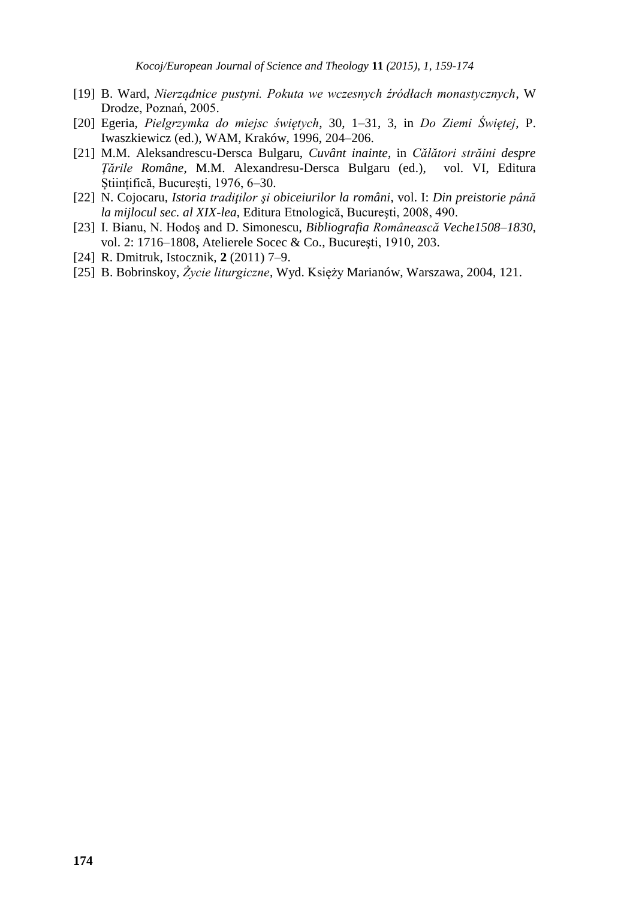[19] B. Ward, *Nierządnice pustyni. Pokuta we wczesnych źródłach monastycznych*, W Drodze, Poznań, 2005.

[20] Egeria, *Pielgrzymka do miejsc świętych*, 30, 1–31, 3, in *Do Ziemi Świętej*, P. Iwaszkiewicz (ed.), WAM, Kraków, 1996, 204–206.

[21] M.M. Aleksandrescu-Dersca Bulgaru, *Cuvânt inainte*, in *Călători străini despre Ţările Române*, M.M. Alexandresu-Dersca Bulgaru (ed.), vol. VI, Editura Ştiinţifică, Bucureşti, 1976, 6–30.

[22] N. Cojocaru, *Istoria tradiţilor şi obiceiurilor la români*, vol. I: *Din preistorie până la mijlocul sec. al XIX-lea*, Editura Etnologică, Bucureşti, 2008, 490.

[23] I. Bianu, N. Hodoş and D. Simonescu, *Bibliografia Românească Veche1508–1830*, vol. 2: 1716–1808, Atelierele Socec & Co., Bucureşti, 1910, 203.

[24] R. Dmitruk, Istocznik, **2** (2011) 7–9.

[25] B. Bobrinskoy, *Życie liturgiczne*, Wyd. Księży Marianów, Warszawa, 2004, 121.